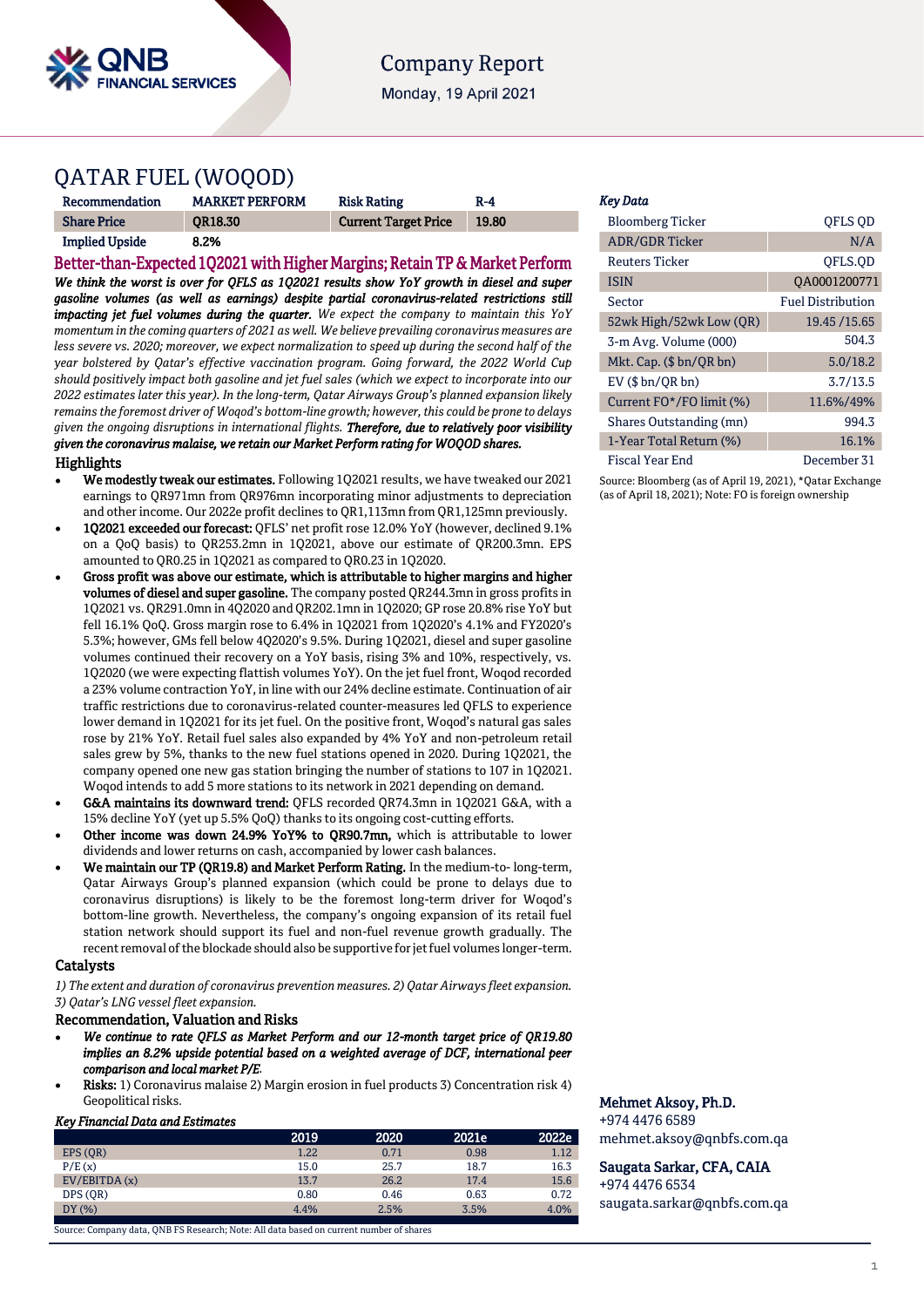Company Report

Monday, 19 April 2021

# QATAR FUEL (WOQOD)

| Recommendation | MARKET PERFORM | Risk Rating | R-4 |
|---|---|---|---|
| Share Price | QR18.30 | Current Target Price | 19.80 |
| Implied Upside | 8.2% | | |

## Better-than-Expected 1Q2021 with Higher Margins; Retain TP & Market Perform

***We think the worst is over for QFLS as 1Q2021 results show YoY growth in diesel and super gasoline volumes (as well as earnings) despite partial coronavirus-related restrictions still impacting jet fuel volumes during the quarter.*** *We expect the company to maintain this YoY momentum in the coming quarters of 2021 as well. We believe prevailing coronavirus measures are less severe vs. 2020; moreover, we expect normalization to speed up during the second half of the year bolstered by Qatar's effective vaccination program. Going forward, the 2022 World Cup should positively impact both gasoline and jet fuel sales (which we expect to incorporate into our 2022 estimates later this year). In the long-term, Qatar Airways Group's planned expansion likely remains the foremost driver of Woqod's bottom-line growth; however, this could be prone to delays given the ongoing disruptions in international flights.* ***Therefore, due to relatively poor visibility given the coronavirus malaise, we retain our Market Perform rating for WOQOD shares.***

### Highlights

- **We modestly tweak our estimates.** Following 1Q2021 results, we have tweaked our 2021 earnings to QR971mn from QR976mn incorporating minor adjustments to depreciation and other income. Our 2022e profit declines to QR1,113mn from QR1,125mn previously.
- **1Q2021 exceeded our forecast:** QFLS' net profit rose 12.0% YoY (however, declined 9.1% on a QoQ basis) to QR253.2mn in 1Q2021, above our estimate of QR200.3mn. EPS amounted to QR0.25 in 1Q2021 as compared to QR0.23 in 1Q2020.
- **Gross profit was above our estimate, which is attributable to higher margins and higher volumes of diesel and super gasoline.** The company posted QR244.3mn in gross profits in 1Q2021 vs. QR291.0mn in 4Q2020 and QR202.1mn in 1Q2020; GP rose 20.8% rise YoY but fell 16.1% QoQ. Gross margin rose to 6.4% in 1Q2021 from 1Q2020's 4.1% and FY2020's 5.3%; however, GMs fell below 4Q2020's 9.5%. During 1Q2021, diesel and super gasoline volumes continued their recovery on a YoY basis, rising 3% and 10%, respectively, vs. 1Q2020 (we were expecting flattish volumes YoY). On the jet fuel front, Woqod recorded a 23% volume contraction YoY, in line with our 24% decline estimate. Continuation of air traffic restrictions due to coronavirus-related counter-measures led QFLS to experience lower demand in 1Q2021 for its jet fuel. On the positive front, Woqod's natural gas sales rose by 21% YoY. Retail fuel sales also expanded by 4% YoY and non-petroleum retail sales grew by 5%, thanks to the new fuel stations opened in 2020. During 1Q2021, the company opened one new gas station bringing the number of stations to 107 in 1Q2021. Woqod intends to add 5 more stations to its network in 2021 depending on demand.
- **G&A maintains its downward trend:** QFLS recorded QR74.3mn in 1Q2021 G&A, with a 15% decline YoY (yet up 5.5% QoQ) thanks to its ongoing cost-cutting efforts.
- **Other income was down 24.9% YoY% to QR90.7mn,** which is attributable to lower dividends and lower returns on cash, accompanied by lower cash balances.
- **We maintain our TP (QR19.8) and Market Perform Rating.** In the medium-to- long-term, Qatar Airways Group's planned expansion (which could be prone to delays due to coronavirus disruptions) is likely to be the foremost long-term driver for Woqod's bottom-line growth. Nevertheless, the company's ongoing expansion of its retail fuel station network should support its fuel and non-fuel revenue growth gradually. The recent removal of the blockade should also be supportive for jet fuel volumes longer-term.

### Catalysts

*1) The extent and duration of coronavirus prevention measures. 2) Qatar Airways fleet expansion. 3) Qatar's LNG vessel fleet expansion.*

### Recommendation, Valuation and Risks

- ***We continue to rate QFLS as Market Perform and our 12-month target price of QR19.80 implies an 8.2% upside potential based on a weighted average of DCF, international peer comparison and local market P/E.***
- **Risks:** 1) Coronavirus malaise 2) Margin erosion in fuel products 3) Concentration risk 4) Geopolitical risks.

*Key Financial Data and Estimates*

| | 2019 | 2020 | 2021e | 2022e |
|---|---|---|---|---|
| EPS (QR) | 1.22 | 0.71 | 0.98 | 1.12 |
| P/E (x) | 15.0 | 25.7 | 18.7 | 16.3 |
| EV/EBITDA (x) | 13.7 | 26.2 | 17.4 | 15.6 |
| DPS (QR) | 0.80 | 0.46 | 0.63 | 0.72 |
| DY (%) | 4.4% | 2.5% | 3.5% | 4.0% |

Source: Company data, QNB FS Research; Note: All data based on current number of shares

*Key Data*

| | |
|---|---|
| Bloomberg Ticker | QFLS QD |
| ADR/GDR Ticker | N/A |
| Reuters Ticker | QFLS.QD |
| ISIN | QA0001200771 |
| Sector | Fuel Distribution |
| 52wk High/52wk Low (QR) | 19.45 /15.65 |
| 3-m Avg. Volume (000) | 504.3 |
| Mkt. Cap. ($ bn/QR bn) | 5.0/18.2 |
| EV ($ bn/QR bn) | 3.7/13.5 |
| Current FO*/FO limit (%) | 11.6%/49% |
| Shares Outstanding (mn) | 994.3 |
| 1-Year Total Return (%) | 16.1% |
| Fiscal Year End | December 31 |

Source: Bloomberg (as of April 19, 2021), *Qatar Exchange (as of April 18, 2021); Note: FO is foreign ownership

**Mehmet Aksoy, Ph.D.**
+974 4476 6589
mehmet.aksoy@qnbfs.com.qa

**Saugata Sarkar, CFA, CAIA**
+974 4476 6534
saugata.sarkar@qnbfs.com.qa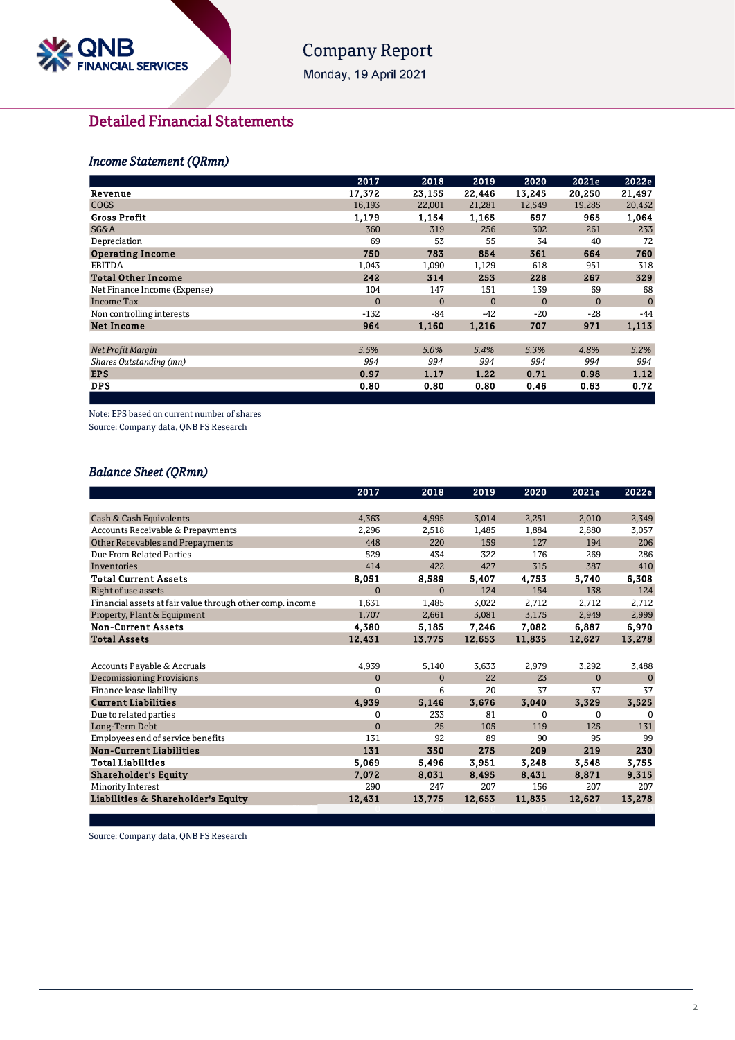## Detailed Financial Statements

### *Income Statement (QRmn)*

| | 2017 | 2018 | 2019 | 2020 | 2021e | 2022e |
|---|---|---|---|---|---|---|
| **Revenue** | **17,372** | **23,155** | **22,446** | **13,245** | **20,250** | **21,497** |
| COGS | 16,193 | 22,001 | 21,281 | 12,549 | 19,285 | 20,432 |
| **Gross Profit** | **1,179** | **1,154** | **1,165** | **697** | **965** | **1,064** |
| SG&A | 360 | 319 | 256 | 302 | 261 | 233 |
| Depreciation | 69 | 53 | 55 | 34 | 40 | 72 |
| **Operating Income** | **750** | **783** | **854** | **361** | **664** | **760** |
| EBITDA | 1,043 | 1,090 | 1,129 | 618 | 951 | 318 |
| **Total Other Income** | **242** | **314** | **253** | **228** | **267** | **329** |
| Net Finance Income (Expense) | 104 | 147 | 151 | 139 | 69 | 68 |
| Income Tax | 0 | 0 | 0 | 0 | 0 | 0 |
| Non controlling interests | -132 | -84 | -42 | -20 | -28 | -44 |
| **Net Income** | **964** | **1,160** | **1,216** | **707** | **971** | **1,113** |
| | | | | | | |
| *Net Profit Margin* | *5.5%* | *5.0%* | *5.4%* | *5.3%* | *4.8%* | *5.2%* |
| *Shares Outstanding (mn)* | *994* | *994* | *994* | *994* | *994* | *994* |
| **EPS** | **0.97** | **1.17** | **1.22** | **0.71** | **0.98** | **1.12** |
| **DPS** | **0.80** | **0.80** | **0.80** | **0.46** | **0.63** | **0.72** |

Note: EPS based on current number of shares

Source: Company data, QNB FS Research

### *Balance Sheet (QRmn)*

| | 2017 | 2018 | 2019 | 2020 | 2021e | 2022e |
|---|---|---|---|---|---|---|
| Cash & Cash Equivalents | 4,363 | 4,995 | 3,014 | 2,251 | 2,010 | 2,349 |
| Accounts Receivable & Prepayments | 2,296 | 2,518 | 1,485 | 1,884 | 2,880 | 3,057 |
| Other Recevables and Prepayments | 448 | 220 | 159 | 127 | 194 | 206 |
| Due From Related Parties | 529 | 434 | 322 | 176 | 269 | 286 |
| Inventories | 414 | 422 | 427 | 315 | 387 | 410 |
| **Total Current Assets** | **8,051** | **8,589** | **5,407** | **4,753** | **5,740** | **6,308** |
| Right of use assets | 0 | 0 | 124 | 154 | 138 | 124 |
| Financial assets at fair value through other comp. income | 1,631 | 1,485 | 3,022 | 2,712 | 2,712 | 2,712 |
| Property, Plant & Equipment | 1,707 | 2,661 | 3,081 | 3,175 | 2,949 | 2,999 |
| **Non-Current Assets** | **4,380** | **5,185** | **7,246** | **7,082** | **6,887** | **6,970** |
| **Total Assets** | **12,431** | **13,775** | **12,653** | **11,835** | **12,627** | **13,278** |
| | | | | | | |
| Accounts Payable & Accruals | 4,939 | 5,140 | 3,633 | 2,979 | 3,292 | 3,488 |
| Decomissioning Provisions | 0 | 0 | 22 | 23 | 0 | 0 |
| Finance lease liability | 0 | 6 | 20 | 37 | 37 | 37 |
| **Current Liabilities** | **4,939** | **5,146** | **3,676** | **3,040** | **3,329** | **3,525** |
| Due to related parties | 0 | 233 | 81 | 0 | 0 | 0 |
| Long-Term Debt | 0 | 25 | 105 | 119 | 125 | 131 |
| Employees end of service benefits | 131 | 92 | 89 | 90 | 95 | 99 |
| **Non-Current Liabilities** | **131** | **350** | **275** | **209** | **219** | **230** |
| **Total Liabilities** | **5,069** | **5,496** | **3,951** | **3,248** | **3,548** | **3,755** |
| **Shareholder's Equity** | **7,072** | **8,031** | **8,495** | **8,431** | **8,871** | **9,315** |
| Minority Interest | 290 | 247 | 207 | 156 | 207 | 207 |
| **Liabilities & Shareholder's Equity** | **12,431** | **13,775** | **12,653** | **11,835** | **12,627** | **13,278** |

Source: Company data, QNB FS Research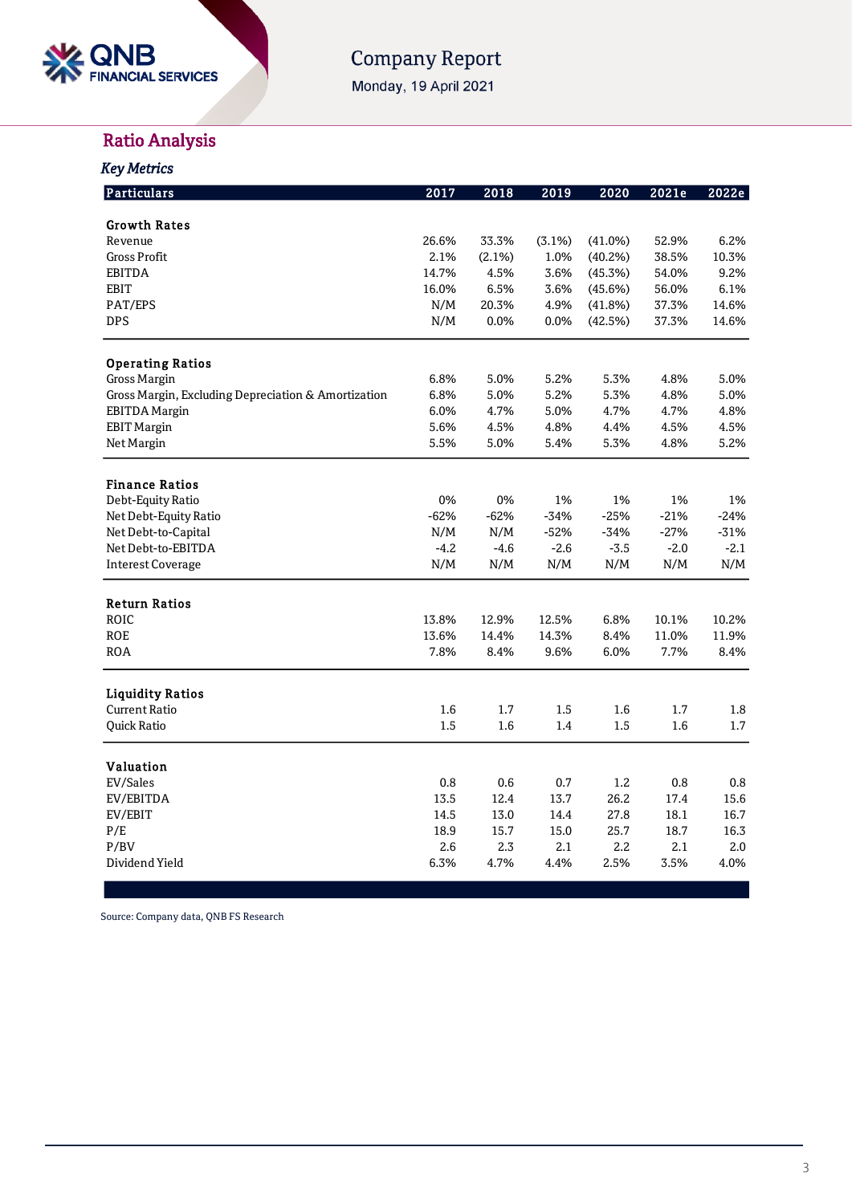## Ratio Analysis

### *Key Metrics*

| Particulars | 2017 | 2018 | 2019 | 2020 | 2021e | 2022e |
|---|---|---|---|---|---|---|
| **Growth Rates** | | | | | | |
| Revenue | 26.6% | 33.3% | (3.1%) | (41.0%) | 52.9% | 6.2% |
| Gross Profit | 2.1% | (2.1%) | 1.0% | (40.2%) | 38.5% | 10.3% |
| EBITDA | 14.7% | 4.5% | 3.6% | (45.3%) | 54.0% | 9.2% |
| EBIT | 16.0% | 6.5% | 3.6% | (45.6%) | 56.0% | 6.1% |
| PAT/EPS | N/M | 20.3% | 4.9% | (41.8%) | 37.3% | 14.6% |
| DPS | N/M | 0.0% | 0.0% | (42.5%) | 37.3% | 14.6% |
| **Operating Ratios** | | | | | | |
| Gross Margin | 6.8% | 5.0% | 5.2% | 5.3% | 4.8% | 5.0% |
| Gross Margin, Excluding Depreciation & Amortization | 6.8% | 5.0% | 5.2% | 5.3% | 4.8% | 5.0% |
| EBITDA Margin | 6.0% | 4.7% | 5.0% | 4.7% | 4.7% | 4.8% |
| EBIT Margin | 5.6% | 4.5% | 4.8% | 4.4% | 4.5% | 4.5% |
| Net Margin | 5.5% | 5.0% | 5.4% | 5.3% | 4.8% | 5.2% |
| **Finance Ratios** | | | | | | |
| Debt-Equity Ratio | 0% | 0% | 1% | 1% | 1% | 1% |
| Net Debt-Equity Ratio | -62% | -62% | -34% | -25% | -21% | -24% |
| Net Debt-to-Capital | N/M | N/M | -52% | -34% | -27% | -31% |
| Net Debt-to-EBITDA | -4.2 | -4.6 | -2.6 | -3.5 | -2.0 | -2.1 |
| Interest Coverage | N/M | N/M | N/M | N/M | N/M | N/M |
| **Return Ratios** | | | | | | |
| ROIC | 13.8% | 12.9% | 12.5% | 6.8% | 10.1% | 10.2% |
| ROE | 13.6% | 14.4% | 14.3% | 8.4% | 11.0% | 11.9% |
| ROA | 7.8% | 8.4% | 9.6% | 6.0% | 7.7% | 8.4% |
| **Liquidity Ratios** | | | | | | |
| Current Ratio | 1.6 | 1.7 | 1.5 | 1.6 | 1.7 | 1.8 |
| Quick Ratio | 1.5 | 1.6 | 1.4 | 1.5 | 1.6 | 1.7 |
| **Valuation** | | | | | | |
| EV/Sales | 0.8 | 0.6 | 0.7 | 1.2 | 0.8 | 0.8 |
| EV/EBITDA | 13.5 | 12.4 | 13.7 | 26.2 | 17.4 | 15.6 |
| EV/EBIT | 14.5 | 13.0 | 14.4 | 27.8 | 18.1 | 16.7 |
| P/E | 18.9 | 15.7 | 15.0 | 25.7 | 18.7 | 16.3 |
| P/BV | 2.6 | 2.3 | 2.1 | 2.2 | 2.1 | 2.0 |
| Dividend Yield | 6.3% | 4.7% | 4.4% | 2.5% | 3.5% | 4.0% |

Source: Company data, QNB FS Research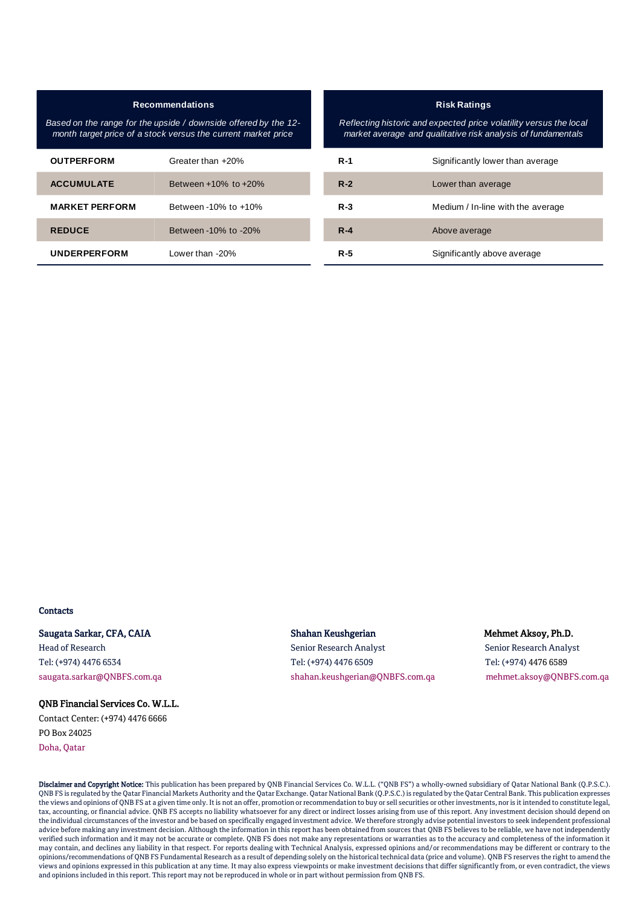| Recommendations | |
| --- | --- |
| *Based on the range for the upside / downside offered by the 12-month target price of a stock versus the current market price* | |
| **OUTPERFORM** | Greater than +20% |
| **ACCUMULATE** | Between +10% to +20% |
| **MARKET PERFORM** | Between -10% to +10% |
| **REDUCE** | Between -10% to -20% |
| **UNDERPERFORM** | Lower than -20% |

| Risk Ratings | |
| --- | --- |
| *Reflecting historic and expected price volatility versus the local market average and qualitative risk analysis of fundamentals* | |
| **R-1** | Significantly lower than average |
| **R-2** | Lower than average |
| **R-3** | Medium / In-line with the average |
| **R-4** | Above average |
| **R-5** | Significantly above average |

**Contacts**

**Saugata Sarkar, CFA, CAIA**
Head of Research
Tel: (+974) 4476 6534
saugata.sarkar@QNBFS.com.qa

**Shahan Keushgerian**
Senior Research Analyst
Tel: (+974) 4476 6509
shahan.keushgerian@QNBFS.com.qa

**Mehmet Aksoy, Ph.D.**
Senior Research Analyst
Tel: (+974) 4476 6589
mehmet.aksoy@QNBFS.com.qa

**QNB Financial Services Co. W.L.L.**
Contact Center: (+974) 4476 6666
PO Box 24025
Doha, Qatar

**Disclaimer and Copyright Notice:** This publication has been prepared by QNB Financial Services Co. W.L.L. ("QNB FS") a wholly-owned subsidiary of Qatar National Bank (Q.P.S.C.). QNB FS is regulated by the Qatar Financial Markets Authority and the Qatar Exchange. Qatar National Bank (Q.P.S.C.) is regulated by the Qatar Central Bank. This publication expresses the views and opinions of QNB FS at a given time only. It is not an offer, promotion or recommendation to buy or sell securities or other investments, nor is it intended to constitute legal, tax, accounting, or financial advice. QNB FS accepts no liability whatsoever for any direct or indirect losses arising from use of this report. Any investment decision should depend on the individual circumstances of the investor and be based on specifically engaged investment advice. We therefore strongly advise potential investors to seek independent professional advice before making any investment decision. Although the information in this report has been obtained from sources that QNB FS believes to be reliable, we have not independently verified such information and it may not be accurate or complete. QNB FS does not make any representations or warranties as to the accuracy and completeness of the information it may contain, and declines any liability in that respect. For reports dealing with Technical Analysis, expressed opinions and/or recommendations may be different or contrary to the opinions/recommendations of QNB FS Fundamental Research as a result of depending solely on the historical technical data (price and volume). QNB FS reserves the right to amend the views and opinions expressed in this publication at any time. It may also express viewpoints or make investment decisions that differ significantly from, or even contradict, the views and opinions included in this report. This report may not be reproduced in whole or in part without permission from QNB FS.